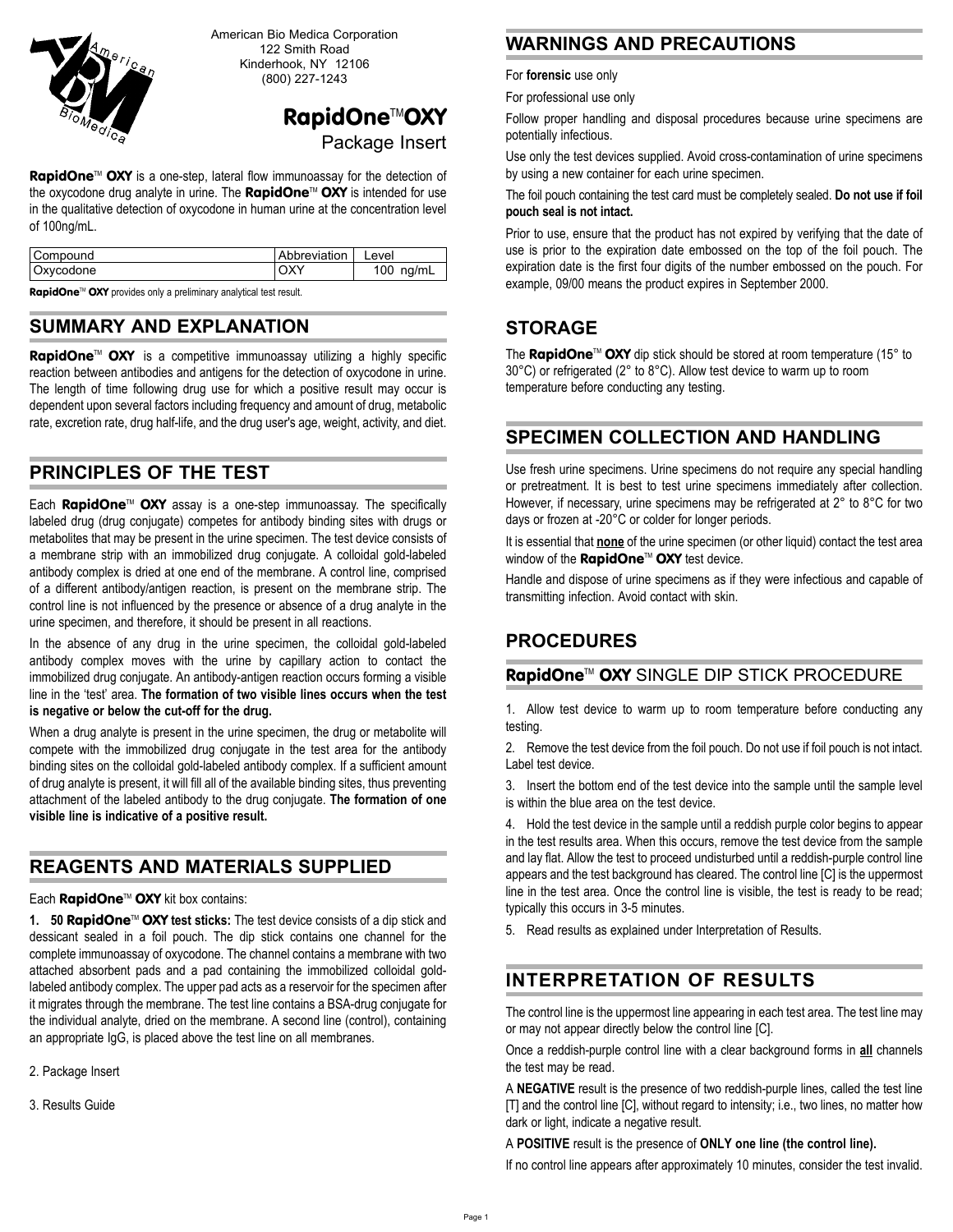American Bio Medica Corporation
122 Smith Road
Kinderhook, NY 12106
(800) 227-1243

# RapidOne™ OXY

Package Insert

**RapidOne**™ **OXY** is a one-step, lateral flow immunoassay for the detection of the oxycodone drug analyte in urine. The **RapidOne**™ **OXY** is intended for use in the qualitative detection of oxycodone in human urine at the concentration level of 100ng/mL.

| Compound | Abbreviation | Level |
|---|---|---|
| Oxycodone | OXY | 100 ng/mL |

**RapidOne**™ **OXY** provides only a preliminary analytical test result.

## SUMMARY AND EXPLANATION

**RapidOne**™ **OXY** is a competitive immunoassay utilizing a highly specific reaction between antibodies and antigens for the detection of oxycodone in urine. The length of time following drug use for which a positive result may occur is dependent upon several factors including frequency and amount of drug, metabolic rate, excretion rate, drug half-life, and the drug user's age, weight, activity, and diet.

## PRINCIPLES OF THE TEST

Each **RapidOne**™ **OXY** assay is a one-step immunoassay. The specifically labeled drug (drug conjugate) competes for antibody binding sites with drugs or metabolites that may be present in the urine specimen. The test device consists of a membrane strip with an immobilized drug conjugate. A colloidal gold-labeled antibody complex is dried at one end of the membrane. A control line, comprised of a different antibody/antigen reaction, is present on the membrane strip. The control line is not influenced by the presence or absence of a drug analyte in the urine specimen, and therefore, it should be present in all reactions.

In the absence of any drug in the urine specimen, the colloidal gold-labeled antibody complex moves with the urine by capillary action to contact the immobilized drug conjugate. An antibody-antigen reaction occurs forming a visible line in the 'test' area. **The formation of two visible lines occurs when the test is negative or below the cut-off for the drug.**

When a drug analyte is present in the urine specimen, the drug or metabolite will compete with the immobilized drug conjugate in the test area for the antibody binding sites on the colloidal gold-labeled antibody complex. If a sufficient amount of drug analyte is present, it will fill all of the available binding sites, thus preventing attachment of the labeled antibody to the drug conjugate. **The formation of one visible line is indicative of a positive result.**

## REAGENTS AND MATERIALS SUPPLIED

Each **RapidOne**™ **OXY** kit box contains:

1. **50 RapidOne**™ **OXY test sticks:** The test device consists of a dip stick and dessicant sealed in a foil pouch. The dip stick contains one channel for the complete immunoassay of oxycodone. The channel contains a membrane with two attached absorbent pads and a pad containing the immobilized colloidal gold-labeled antibody complex. The upper pad acts as a reservoir for the specimen after it migrates through the membrane. The test line contains a BSA-drug conjugate for the individual analyte, dried on the membrane. A second line (control), containing an appropriate IgG, is placed above the test line on all membranes.

2. Package Insert

3. Results Guide

## WARNINGS AND PRECAUTIONS

For **forensic** use only

For professional use only

Follow proper handling and disposal procedures because urine specimens are potentially infectious.

Use only the test devices supplied. Avoid cross-contamination of urine specimens by using a new container for each urine specimen.

The foil pouch containing the test card must be completely sealed. **Do not use if foil pouch seal is not intact.**

Prior to use, ensure that the product has not expired by verifying that the date of use is prior to the expiration date embossed on the top of the foil pouch. The expiration date is the first four digits of the number embossed on the pouch. For example, 09/00 means the product expires in September 2000.

## STORAGE

The **RapidOne**™ **OXY** dip stick should be stored at room temperature (15° to 30°C) or refrigerated (2° to 8°C). Allow test device to warm up to room temperature before conducting any testing.

## SPECIMEN COLLECTION AND HANDLING

Use fresh urine specimens. Urine specimens do not require any special handling or pretreatment. It is best to test urine specimens immediately after collection. However, if necessary, urine specimens may be refrigerated at 2° to 8°C for two days or frozen at -20°C or colder for longer periods.

It is essential that **<u>none</u>** of the urine specimen (or other liquid) contact the test area window of the **RapidOne**™ **OXY** test device.

Handle and dispose of urine specimens as if they were infectious and capable of transmitting infection. Avoid contact with skin.

## PROCEDURES

### RapidOne™ OXY SINGLE DIP STICK PROCEDURE

1. Allow test device to warm up to room temperature before conducting any testing.

2. Remove the test device from the foil pouch. Do not use if foil pouch is not intact. Label test device.

3. Insert the bottom end of the test device into the sample until the sample level is within the blue area on the test device.

4. Hold the test device in the sample until a reddish purple color begins to appear in the test results area. When this occurs, remove the test device from the sample and lay flat. Allow the test to proceed undisturbed until a reddish-purple control line appears and the test background has cleared. The control line [C] is the uppermost line in the test area. Once the control line is visible, the test is ready to be read; typically this occurs in 3-5 minutes.

5. Read results as explained under Interpretation of Results.

## INTERPRETATION OF RESULTS

The control line is the uppermost line appearing in each test area. The test line may or may not appear directly below the control line [C].

Once a reddish-purple control line with a clear background forms in **<u>all</u>** channels the test may be read.

A **NEGATIVE** result is the presence of two reddish-purple lines, called the test line [T] and the control line [C], without regard to intensity; i.e., two lines, no matter how dark or light, indicate a negative result.

A **POSITIVE** result is the presence of **ONLY one line (the control line).**

If no control line appears after approximately 10 minutes, consider the test invalid.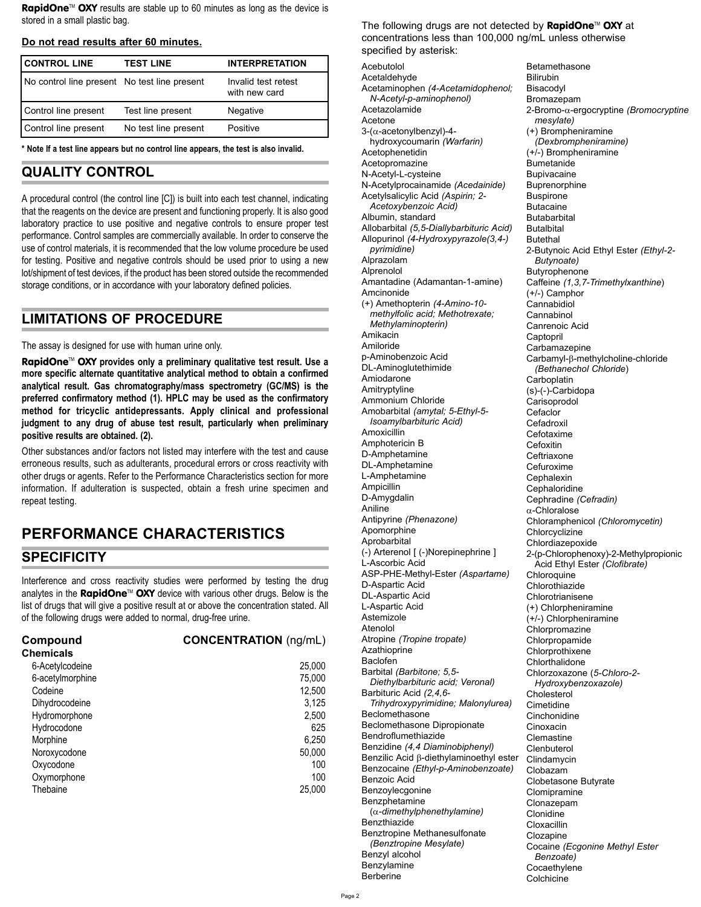**RapidOne™ OXY** results are stable up to 60 minutes as long as the device is stored in a small plastic bag.

**Do not read results after 60 minutes.**

| CONTROL LINE | TEST LINE | INTERPRETATION |
|---|---|---|
| No control line present | No test line present | Invalid test retest with new card |
| Control line present | Test line present | Negative |
| Control line present | No test line present | Positive |

**\* Note If a test line appears but no control line appears, the test is also invalid.**

## QUALITY CONTROL

A procedural control (the control line [C]) is built into each test channel, indicating that the reagents on the device are present and functioning properly. It is also good laboratory practice to use positive and negative controls to ensure proper test performance. Control samples are commercially available. In order to conserve the use of control materials, it is recommended that the low volume procedure be used for testing. Positive and negative controls should be used prior to using a new lot/shipment of test devices, if the product has been stored outside the recommended storage conditions, or in accordance with your laboratory defined policies.

## LIMITATIONS OF PROCEDURE

The assay is designed for use with human urine only.

**RapidOne™ OXY provides only a preliminary qualitative test result. Use a more specific alternate quantitative analytical method to obtain a confirmed analytical result. Gas chromatography/mass spectrometry (GC/MS) is the preferred confirmatory method (1). HPLC may be used as the confirmatory method for tricyclic antidepressants. Apply clinical and professional judgment to any drug of abuse test result, particularly when preliminary positive results are obtained. (2).**

Other substances and/or factors not listed may interfere with the test and cause erroneous results, such as adulterants, procedural errors or cross reactivity with other drugs or agents. Refer to the Performance Characteristics section for more information. If adulteration is suspected, obtain a fresh urine specimen and repeat testing.

# PERFORMANCE CHARACTERISTICS

## SPECIFICITY

Interference and cross reactivity studies were performed by testing the drug analytes in the **RapidOne™ OXY** device with various other drugs. Below is the list of drugs that will give a positive result at or above the concentration stated. All of the following drugs were added to normal, drug-free urine.

| Compound Chemicals | CONCENTRATION (ng/mL) |
|---|---|
| 6-Acetylcodeine | 25,000 |
| 6-acetylmorphine | 75,000 |
| Codeine | 12,500 |
| Dihydrocodeine | 3,125 |
| Hydromorphone | 2,500 |
| Hydrocodone | 625 |
| Morphine | 6,250 |
| Noroxycodone | 50,000 |
| Oxycodone | 100 |
| Oxymorphone | 100 |
| Thebaine | 25,000 |

The following drugs are not detected by **RapidOne™ OXY** at concentrations less than 100,000 ng/mL unless otherwise specified by asterisk:

Acebutolol
Acetaldehyde
Acetaminophen *(4-Acetamidophenol; N-Acetyl-p-aminophenol)*
Acetazolamide
Acetone
3-(α-acetonylbenzyl)-4-hydroxycoumarin *(Warfarin)*
Acetophenetidin
Acetopromazine
N-Acetyl-L-cysteine
N-Acetylprocainamide *(Acedainide)*
Acetylsalicylic Acid *(Aspirin; 2-Acetoxybenzoic Acid)*
Albumin, standard
Allobarbital *(5,5-Diallybarbituric Acid)*
Allopurinol *(4-Hydroxypyrazole(3,4-)pyrimidine)*
Alprazolam
Alprenolol
Amantadine (Adamantan-1-amine)
Amcinonide
(+) Amethopterin *(4-Amino-10-methylfolic acid; Methotrexate; Methylaminopterin)*
Amikacin
Amiloride
p-Aminobenzoic Acid
DL-Aminoglutethimide
Amiodarone
Amitryptyline
Ammonium Chloride
Amobarbital *(amytal; 5-Ethyl-5-Isoamylbarbituric Acid)*
Amoxicillin
Amphotericin B
D-Amphetamine
DL-Amphetamine
L-Amphetamine
Ampicillin
D-Amygdalin
Aniline
Antipyrine *(Phenazone)*
Apomorphine
Aprobarbital
(-) Arterenol [ (-)Norepinephrine ]
L-Ascorbic Acid
ASP-PHE-Methyl-Ester *(Aspartame)*
D-Aspartic Acid
DL-Aspartic Acid
L-Aspartic Acid
Astemizole
Atenolol
Atropine *(Tropine tropate)*
Azathioprine
Baclofen
Barbital *(Barbitone; 5,5-Diethylbarbituric acid; Veronal)*
Barbituric Acid *(2,4,6-Trihydroxypyrimidine; Malonylurea)*
Beclomethasone
Beclomethasone Dipropionate
Bendroflumethiazide
Benzidine *(4,4 Diaminobiphenyl)*
Benzilic Acid β-diethylaminoethyl ester
Benzocaine *(Ethyl-p-Aminobenzoate)*
Benzoic Acid
Benzoylecgonine
Benzphetamine *(α-dimethylphenethylamine)*
Benzthiazide
Benztropine Methanesulfonate *(Benztropine Mesylate)*
Benzyl alcohol
Benzylamine
Berberine
Betamethasone
Bilirubin
Bisacodyl
Bromazepam
2-Bromo-α-ergocryptine *(Bromocryptine mesylate)*
(+) Brompheniramine *(Dexbrompheniramine)*
(+/-) Brompheniramine
Bumetanide
Bupivacaine
Buprenorphine
Buspirone
Butacaine
Butabarbital
Butalbital
Butethal
2-Butynoic Acid Ethyl Ester *(Ethyl-2-Butynoate)*
Butyrophenone
Caffeine *(1,3,7-Trimethylxanthine)*
(+/-) Camphor
Cannabidiol
Cannabinol
Canrenoic Acid
Captopril
Carbamazepine
Carbamyl-β-methylcholine-chloride *(Bethanechol Chloride)*
Carboplatin
(s)-(-)-Carbidopa
Carisoprodol
Cefaclor
Cefadroxil
Cefotaxime
Cefoxitin
Ceftriaxone
Cefuroxime
Cephalexin
Cephaloridine
Cephradine *(Cefradin)*
α-Chloralose
Chloramphenicol *(Chloromycetin)*
Chlorcyclizine
Chlordiazepoxide
2-(p-Chlorophenoxy)-2-Methylpropionic Acid Ethyl Ester *(Clofibrate)*
Chloroquine
Chlorothiazide
Chlorotrianisene
(+) Chlorpheniramine
(+/-) Chlorpheniramine
Chlorpromazine
Chlorpropamide
Chlorprothixene
Chlorthalidone
Chlorzoxazone *(5-Chloro-2-Hydroxybenzoxazole)*
Cholesterol
Cimetidine
Cinchonidine
Cinoxacin
Clemastine
Clenbuterol
Clindamycin
Clobazam
Clobetasone Butyrate
Clomipramine
Clonazepam
Clonidine
Cloxacillin
Clozapine
Cocaine *(Ecgonine Methyl Ester Benzoate)*
Cocaethylene
Colchicine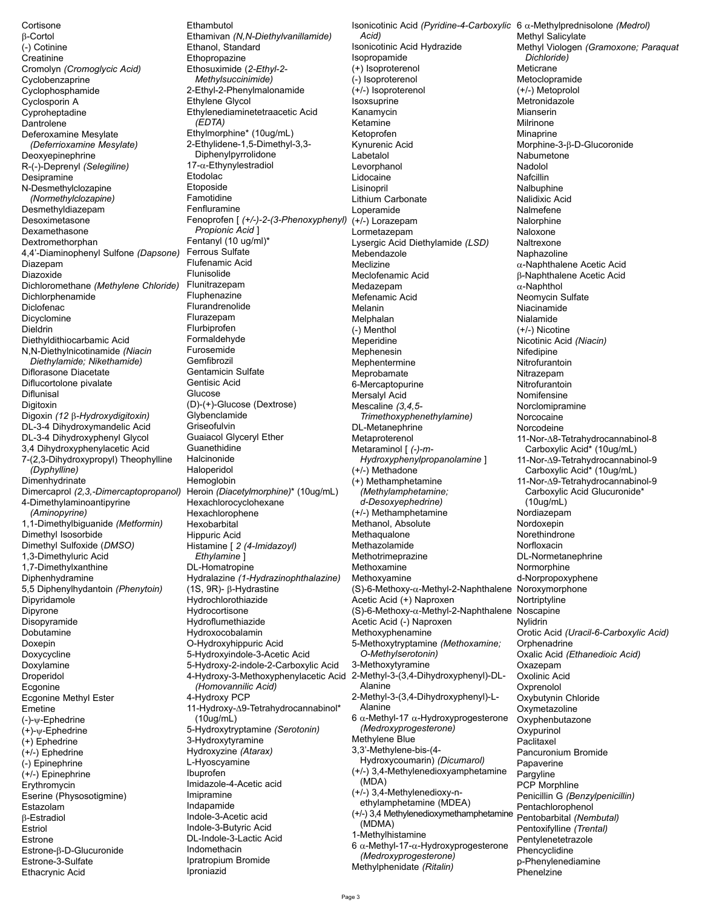Cortisone
β-Cortol
(-) Cotinine
Creatinine
Cromolyn *(Cromoglycic Acid)*
Cyclobenzaprine
Cyclophosphamide
Cyclosporin A
Cyproheptadine
Dantrolene
Deferoxamine Mesylate *(Deferrioxamine Mesylate)*
Deoxyepinephrine
R-(-)-Deprenyl *(Selegiline)*
Desipramine
N-Desmethylclozapine *(Normethylclozapine)*
Desmethyldiazepam
Desoximetasone
Dexamethasone
Dextromethorphan
4,4'-Diaminophenyl Sulfone *(Dapsone)*
Diazepam
Diazoxide
Dichloromethane *(Methylene Chloride)*
Dichlorphenamide
Diclofenac
Dicyclomine
Dieldrin
Diethyldithiocarbamic Acid
N,N-Diethylnicotinamide *(Niacin Diethylamide; Nikethamide)*
Diflorasone Diacetate
Diflucortolone pivalate
Diflunisal
Digitoxin
Digoxin *(12 β-Hydroxydigitoxin)*
DL-3-4 Dihydroxymandelic Acid
DL-3-4 Dihydroxyphenyl Glycol
3,4 Dihydroxyphenylacetic Acid
7-(2,3-Dihydroxypropyl) Theophylline *(Dyphylline)*
Dimenhydrinate
Dimercaprol *(2,3,-Dimercaptopropanol)*
4-Dimethylaminoantipyrine *(Aminopyrine)*
1,1-Dimethylbiguanide *(Metformin)*
Dimethyl Isosorbide
Dimethyl Sulfoxide (*DMSO*)
1,3-Dimethyluric Acid
1,7-Dimethylxanthine
Diphenhydramine
5,5 Diphenylhydantoin *(Phenytoin)*
Dipyridamole
Dipyrone
Disopyramide
Dobutamine
Doxepin
Doxycycline
Doxylamine
Droperidol
Ecgonine
Ecgonine Methyl Ester
Emetine
(-)-ψ-Ephedrine
(+)-ψ-Ephedrine
(+) Ephedrine
(+/-) Ephedrine
(-) Epinephrine
(+/-) Epinephrine
Erythromycin
Eserine (Physosotigmine)
Estazolam
β-Estradiol
Estriol
Estrone
Estrone-β-D-Glucuronide
Estrone-3-Sulfate
Ethacrynic Acid
Ethambutol
Ethamivan *(N,N-Diethylvanillamide)*
Ethanol, Standard
Ethopropazine
Ethosuximide (*2-Ethyl-2-Methylsuccinimide)*
2-Ethyl-2-Phenylmalonamide
Ethylene Glycol
Ethylenediaminetetraacetic Acid *(EDTA)*
Ethylmorphine* (10ug/mL)
2-Ethylidene-1,5-Dimethyl-3,3-Diphenylpyrrolidone
17-α-Ethynylestradiol
Etodolac
Etoposide
Famotidine
Fenfluramine
Fenoprofen [ *(+/-)-2-(3-Phenoxyphenyl) Propionic Acid* ]
Fentanyl (10 ug/ml)*
Ferrous Sulfate
Flufenamic Acid
Flunisolide
Flunitrazepam
Fluphenazine
Flurandrenolide
Flurazepam
Flurbiprofen
Formaldehyde
Furosemide
Gemfibrozil
Gentamicin Sulfate
Gentisic Acid
Glucose
(D)-(+)-Glucose (Dextrose)
Glybenclamide
Griseofulvin
Guaiacol Glyceryl Ether
Guanethidine
Halcinonide
Haloperidol
Hemoglobin
Heroin *(Diacetylmorphine)** (10ug/mL)
Hexachlorocyclohexane
Hexachlorophene
Hexobarbital
Hippuric Acid
Histamine [ *2 (4-Imidazoyl) Ethylamine* ]
DL-Homatropine
Hydralazine *(1-Hydrazinophthalazine)*
(1S, 9R)- β-Hydrastine
Hydrochlorothiazide
Hydrocortisone
Hydroflumethiazide
Hydroxocobalamin
O-Hydroxyhippuric Acid
5-Hydroxyindole-3-Acetic Acid
5-Hydroxy-2-indole-2-Carboxylic Acid
4-Hydroxy-3-Methoxyphenylacetic Acid *(Homovannilic Acid)*
4-Hydroxy PCP
11-Hydroxy-Δ9-Tetrahydrocannabinol* (10ug/mL)
5-Hydroxytryptamine *(Serotonin)*
3-Hydroxytyramine
Hydroxyzine *(Atarax)*
L-Hyoscyamine
Ibuprofen
Imidazole-4-Acetic acid
Imipramine
Indapamide
Indole-3-Acetic acid
Indole-3-Butyric Acid
DL-Indole-3-Lactic Acid
Indomethacin
Ipratropium Bromide
Iproniazid
Isonicotinic Acid *(Pyridine-4-Carboxylic Acid)*
Isonicotinic Acid Hydrazide
Isopropamide
(+) Isoproterenol
(-) Isoproterenol
(+/-) Isoproterenol
Isoxsuprine
Kanamycin
Ketamine
Ketoprofen
Kynurenic Acid
Labetalol
Levorphanol
Lidocaine
Lisinopril
Lithium Carbonate
Loperamide
(+/-) Lorazepam
Lormetazepam
Lysergic Acid Diethylamide *(LSD)*
Mebendazole
Meclizine
Meclofenamic Acid
Medazepam
Mefenamic Acid
Melanin
Melphalan
(-) Menthol
Meperidine
Mephenesin
Mephentermine
Meprobamate
6-Mercaptopurine
Mersalyl Acid
Mescaline *(3,4,5-Trimethoxyphenethylamine)*
DL-Metanephrine
Metaproterenol
Metaraminol [ *(-)-m-Hydroxyphenylpropanolamine* ]
(+/-) Methadone
(+) Methamphetamine *(Methylamphetamine; d-Desoxyephedrine)*
(+/-) Methamphetamine
Methanol, Absolute
Methaqualone
Methazolamide
Methotrimeprazine
Methoxamine
Methoxyamine
(S)-6-Methoxy-α-Methyl-2-Naphthalene Acetic Acid (+) Naproxen
(S)-6-Methoxy-α-Methyl-2-Naphthalene Acetic Acid (-) Naproxen
Methoxyphenamine
5-Methoxytryptamine *(Methoxamine; O-Methylserotonin)*
3-Methoxytyramine
2-Methyl-3-(3,4-Dihydroxyphenyl)-DL-Alanine
2-Methyl-3-(3,4-Dihydroxyphenyl)-L-Alanine
6 α-Methyl-17 α-Hydroxyprogesterone *(Medroxyprogesterone)*
Methylene Blue
3,3'-Methylene-bis-(4-Hydroxycoumarin) *(Dicumarol)*
(+/-) 3,4-Methylenedioxyamphetamine (MDA)
(+/-) 3,4-Methylenedioxy-n-ethylamphetamine (MDEA)
(+/-) 3,4 Methylenedioxymethamphetamine (MDMA)
1-Methylhistamine
6 α-Methyl-17-α-Hydroxyprogesterone *(Medroxyprogesterone)*
Methylphenidate *(Ritalin)*
6 α-Methylprednisolone *(Medrol)*
Methyl Salicylate
Methyl Viologen *(Gramoxone; Paraquat Dichloride)*
Meticrane
Metoclopramide
(+/-) Metoprolol
Metronidazole
Mianserin
Milrinone
Minaprine
Morphine-3-β-D-Glucoronide
Nabumetone
Nadolol
Nafcillin
Nalbuphine
Nalidixic Acid
Nalmefene
Nalorphine
Naloxone
Naltrexone
Naphazoline
α-Naphthalene Acetic Acid
β-Naphthalene Acetic Acid
α-Naphthol
Neomycin Sulfate
Niacinamide
Nialamide
(+/-) Nicotine
Nicotinic Acid *(Niacin)*
Nifedipine
Nitrofurantoin
Nitrazepam
Nitrofurantoin
Nomifensine
Norclomipramine
Norcocaine
Norcodeine
11-Nor-Δ8-Tetrahydrocannabinol-8 Carboxylic Acid* (10ug/mL)
11-Nor-Δ9-Tetrahydrocannabinol-9 Carboxylic Acid* (10ug/mL)
11-Nor-Δ9-Tetrahydrocannabinol-9 Carboxylic Acid Glucuronide* (10ug/mL)
Nordiazepam
Nordoxepin
Norethindrone
Norfloxacin
DL-Normetanephrine
Normorphine
d-Norpropoxyphene
Noroxymorphone
Nortriptyline
Noscapine
Nylidrin
Orotic Acid *(Uracil-6-Carboxylic Acid)*
Orphenadrine
Oxalic Acid *(Ethanedioic Acid)*
Oxazepam
Oxolinic Acid
Oxprenolol
Oxybutynin Chloride
Oxymetazoline
Oxyphenbutazone
Oxypurinol
Paclitaxel
Pancuronium Bromide
Papaverine
Pargyline
PCP Morphline
Penicillin G *(Benzylpenicillin)*
Pentachlorophenol
Pentobarbital *(Nembutal)*
Pentoxifylline *(Trental)*
Pentylenetetrazole
Phencyclidine
p-Phenylenediamine
Phenelzine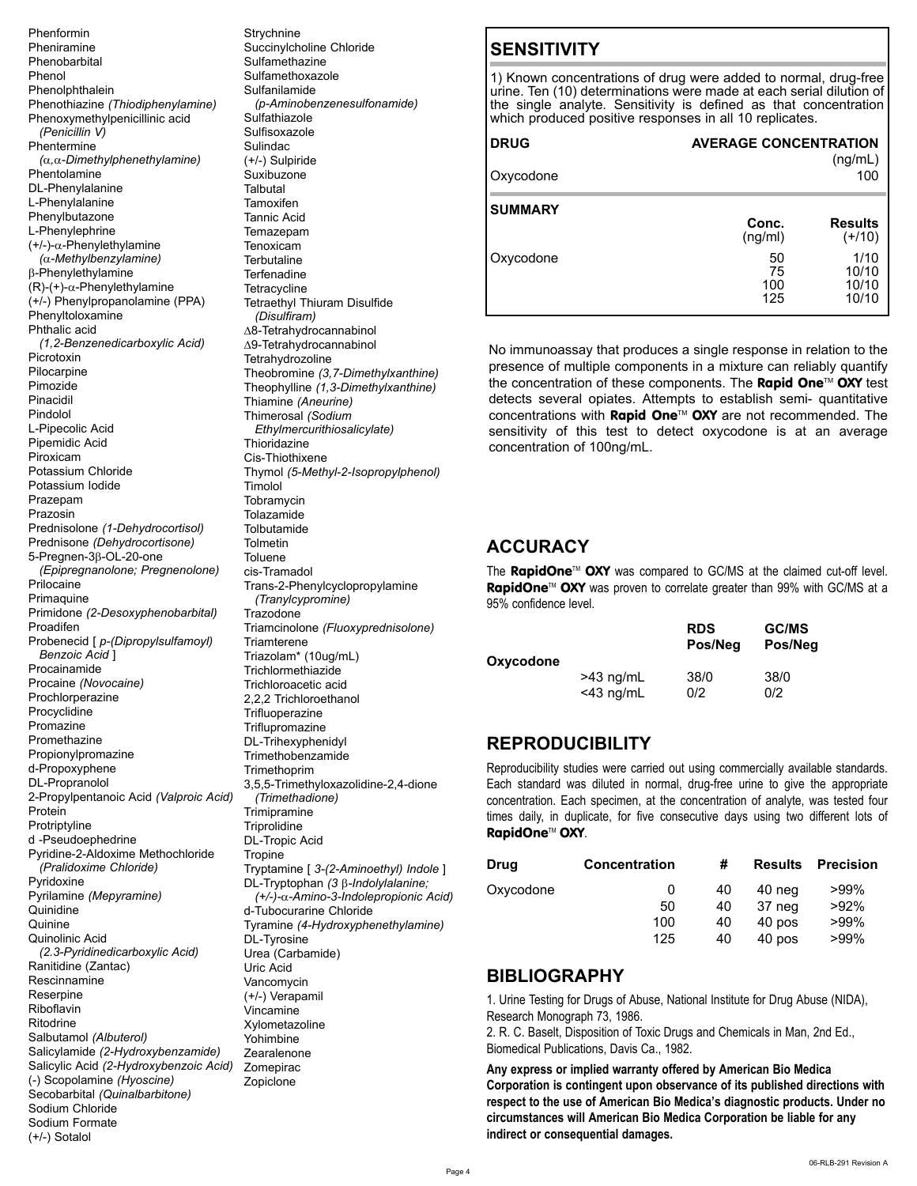Phenformin
Pheniramine
Phenobarbital
Phenol
Phenolphthalein
Phenothiazine *(Thiodiphenylamine)*
Phenoxymethylpenicillinic acid
*(Penicillin V)*
Phentermine
*(α,α-Dimethylphenethylamine)*
Phentolamine
DL-Phenylalanine
L-Phenylalanine
Phenylbutazone
L-Phenylephrine
(+/-)-α-Phenylethylamine
*(α-Methylbenzylamine)*
β-Phenylethylamine
(R)-(+)-α-Phenylethylamine
(+/-) Phenylpropanolamine (PPA)
Phenyltoloxamine
Phthalic acid
*(1,2-Benzenedicarboxylic Acid)*
Picrotoxin
Pilocarpine
Pimozide
Pinacidil
Pindolol
L-Pipecolic Acid
Pipemidic Acid
Piroxicam
Potassium Chloride
Potassium Iodide
Prazepam
Prazosin
Prednisolone *(1-Dehydrocortisol)*
Prednisone *(Dehydrocortisone)*
5-Pregnen-3β-OL-20-one
*(Epipregnanolone; Pregnenolone)*
Prilocaine
Primaquine
Primidone *(2-Desoxyphenobarbital)*
Proadifen
Probenecid [ *p-(Dipropylsulfamoyl) Benzoic Acid* ]
Procainamide
Procaine *(Novocaine)*
Prochlorperazine
Procyclidine
Promazine
Promethazine
Propionylpromazine
d-Propoxyphene
DL-Propranolol
2-Propylpentanoic Acid *(Valproic Acid)*
Protein
Protriptyline
d -Pseudoephedrine
Pyridine-2-Aldoxime Methochloride
*(Pralidoxime Chloride)*
Pyridoxine
Pyrilamine *(Mepyramine)*
Quinidine
Quinine
Quinolinic Acid
*(2.3-Pyridinedicarboxylic Acid)*
Ranitidine (Zantac)
Rescinnamine
Reserpine
Riboflavin
Ritodrine
Salbutamol *(Albuterol)*
Salicylamide *(2-Hydroxybenzamide)*
Salicylic Acid *(2-Hydroxybenzoic Acid)*
(-) Scopolamine *(Hyoscine)*
Secobarbital *(Quinalbarbitone)*
Sodium Chloride
Sodium Formate
(+/-) Sotalol
Strychnine
Succinylcholine Chloride
Sulfamethazine
Sulfamethoxazole
Sulfanilamide
*(p-Aminobenzenesulfonamide)*
Sulfathiazole
Sulfisoxazole
Sulindac
(+/-) Sulpiride
Suxibuzone
Talbutal
Tamoxifen
Tannic Acid
Temazepam
Tenoxicam
Terbutaline
Terfenadine
Tetracycline
Tetraethyl Thiuram Disulfide
*(Disulfiram)*
Δ8-Tetrahydrocannabinol
Δ9-Tetrahydrocannabinol
Tetrahydrozoline
Theobromine *(3,7-Dimethylxanthine)*
Theophylline *(1,3-Dimethylxanthine)*
Thiamine *(Aneurine)*
Thimerosal *(Sodium Ethylmercurithiosalicylate)*
Thioridazine
Cis-Thiothixene
Thymol *(5-Methyl-2-Isopropylphenol)*
Timolol
Tobramycin
Tolazamide
Tolbutamide
Tolmetin
Toluene
cis-Tramadol
Trans-2-Phenylcyclopropylamine
*(Tranylcypromine)*
Trazodone
Triamcinolone *(Fluoxyprednisolone)*
Triamterene
Triazolam* (10ug/mL)
Trichlormethiazide
Trichloroacetic acid
2,2,2 Trichloroethanol
Trifluoperazine
Triflupromazine
DL-Trihexyphenidyl
Trimethobenzamide
Trimethoprim
3,5,5-Trimethyloxazolidine-2,4-dione
*(Trimethadione)*
Trimipramine
Triprolidine
DL-Tropic Acid
Tropine
Tryptamine [ *3-(2-Aminoethyl) Indole* ]
DL-Tryptophan *(3 β-Indolylalanine; (+/-)-α-Amino-3-Indolepropionic Acid)*
d-Tubocurarine Chloride
Tyramine *(4-Hydroxyphenethylamine)*
DL-Tyrosine
Urea (Carbamide)
Uric Acid
Vancomycin
(+/-) Verapamil
Vincamine
Xylometazoline
Yohimbine
Zearalenone
Zomepirac
Zopiclone

## SENSITIVITY

1) Known concentrations of drug were added to normal, drug-free urine. Ten (10) determinations were made at each serial dilution of the single analyte. Sensitivity is defined as that concentration which produced positive responses in all 10 replicates.

| DRUG | AVERAGE CONCENTRATION (ng/mL) |
|---|---|
| Oxycodone | 100 |

| SUMMARY | Conc. (ng/ml) | Results (+/10) |
|---|---|---|
| Oxycodone | 50 | 1/10 |
| | 75 | 10/10 |
| | 100 | 10/10 |
| | 125 | 10/10 |

No immunoassay that produces a single response in relation to the presence of multiple components in a mixture can reliably quantify the concentration of these components. The **Rapid One**™ **OXY** test detects several opiates. Attempts to establish semi- quantitative concentrations with **Rapid One**™ **OXY** are not recommended. The sensitivity of this test to detect oxycodone is at an average concentration of 100ng/mL.

## ACCURACY

The **RapidOne**™ **OXY** was compared to GC/MS at the claimed cut-off level. **RapidOne**™ **OXY** was proven to correlate greater than 99% with GC/MS at a 95% confidence level.

| | | RDS Pos/Neg | GC/MS Pos/Neg |
|---|---|---|---|
| **Oxycodone** | | | |
| | >43 ng/mL | 38/0 | 38/0 |
| | <43 ng/mL | 0/2 | 0/2 |

## REPRODUCIBILITY

Reproducibility studies were carried out using commercially available standards. Each standard was diluted in normal, drug-free urine to give the appropriate concentration. Each specimen, at the concentration of analyte, was tested four times daily, in duplicate, for five consecutive days using two different lots of **RapidOne**™ **OXY**.

| Drug | Concentration | # | Results | Precision |
|---|---|---|---|---|
| Oxycodone | 0 | 40 | 40 neg | >99% |
| | 50 | 40 | 37 neg | >92% |
| | 100 | 40 | 40 pos | >99% |
| | 125 | 40 | 40 pos | >99% |

## BIBLIOGRAPHY

1. Urine Testing for Drugs of Abuse, National Institute for Drug Abuse (NIDA), Research Monograph 73, 1986.
2. R. C. Baselt, Disposition of Toxic Drugs and Chemicals in Man, 2nd Ed., Biomedical Publications, Davis Ca., 1982.

**Any express or implied warranty offered by American Bio Medica Corporation is contingent upon observance of its published directions with respect to the use of American Bio Medica's diagnostic products. Under no circumstances will American Bio Medica Corporation be liable for any indirect or consequential damages.**

06-RLB-291 Revision A